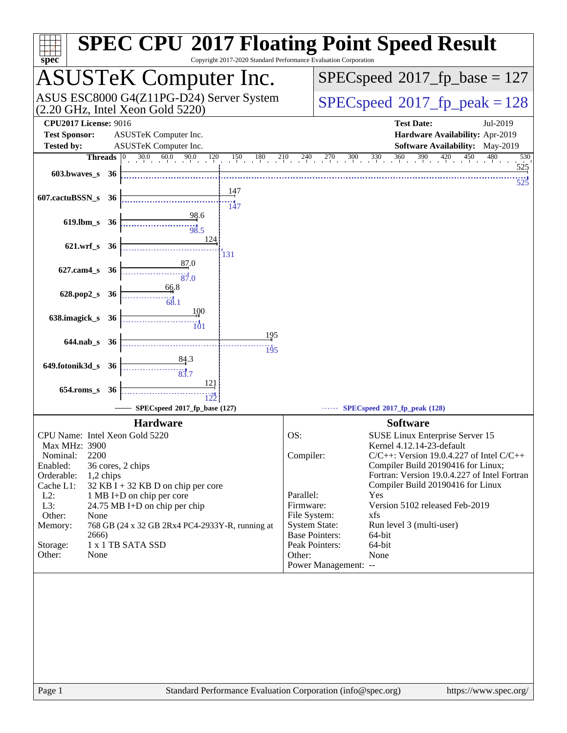# SPEC CPU 2017 Floating Point Speed Result

Copyright 2017-2020 Standard Performance Evaluation Corporation

## ASUSTeK Computer Inc.

ASUS ESC8000 G4(Z11PG-D24) Server System (2.20 GHz, Intel Xeon Gold 5220)

SPECspeed 2017_fp_base = 127

SPECspeed 2017_fp_peak = 128

**CPU2017 License:** 9016
**Test Sponsor:** ASUSTeK Computer Inc.
**Tested by:** ASUSTeK Computer Inc.

**Test Date:** Jul-2019
**Hardware Availability:** Apr-2019
**Software Availability:** May-2019

| Benchmark | Threads | Base | Peak |
|---|---|---|---|
| 603.bwaves_s | 36 | 525 | 525 |
| 607.cactuBSSN_s | 36 | 147 | 147 |
| 619.lbm_s | 36 | 98.6 | 98.5 |
| 621.wrf_s | 36 | 124 | 131 |
| 627.cam4_s | 36 | 87.0 | 87.0 |
| 628.pop2_s | 36 | 66.8 | 68.1 |
| 638.imagick_s | 36 | 100 | 101 |
| 644.nab_s | 36 | 195 | 195 |
| 649.fotonik3d_s | 36 | 84.3 | 83.7 |
| 654.roms_s | 36 | 121 | 122 |

SPECspeed 2017_fp_base (127) — SPECspeed 2017_fp_peak (128)

## Hardware

| | |
|---|---|
| CPU Name: | Intel Xeon Gold 5220 |
| Max MHz: | 3900 |
| Nominal: | 2200 |
| Enabled: | 36 cores, 2 chips |
| Orderable: | 1,2 chips |
| Cache L1: | 32 KB I + 32 KB D on chip per core |
| L2: | 1 MB I+D on chip per core |
| L3: | 24.75 MB I+D on chip per chip |
| Other: | None |
| Memory: | 768 GB (24 x 32 GB 2Rx4 PC4-2933Y-R, running at 2666) |
| Storage: | 1 x 1 TB SATA SSD |
| Other: | None |

## Software

| | |
|---|---|
| OS: | SUSE Linux Enterprise Server 15 Kernel 4.12.14-23-default |
| Compiler: | C/C++: Version 19.0.4.227 of Intel C/C++ Compiler Build 20190416 for Linux; Fortran: Version 19.0.4.227 of Intel Fortran Compiler Build 20190416 for Linux |
| Parallel: | Yes |
| Firmware: | Version 5102 released Feb-2019 |
| File System: | xfs |
| System State: | Run level 3 (multi-user) |
| Base Pointers: | 64-bit |
| Peak Pointers: | 64-bit |
| Other: | None |
| Power Management: | -- |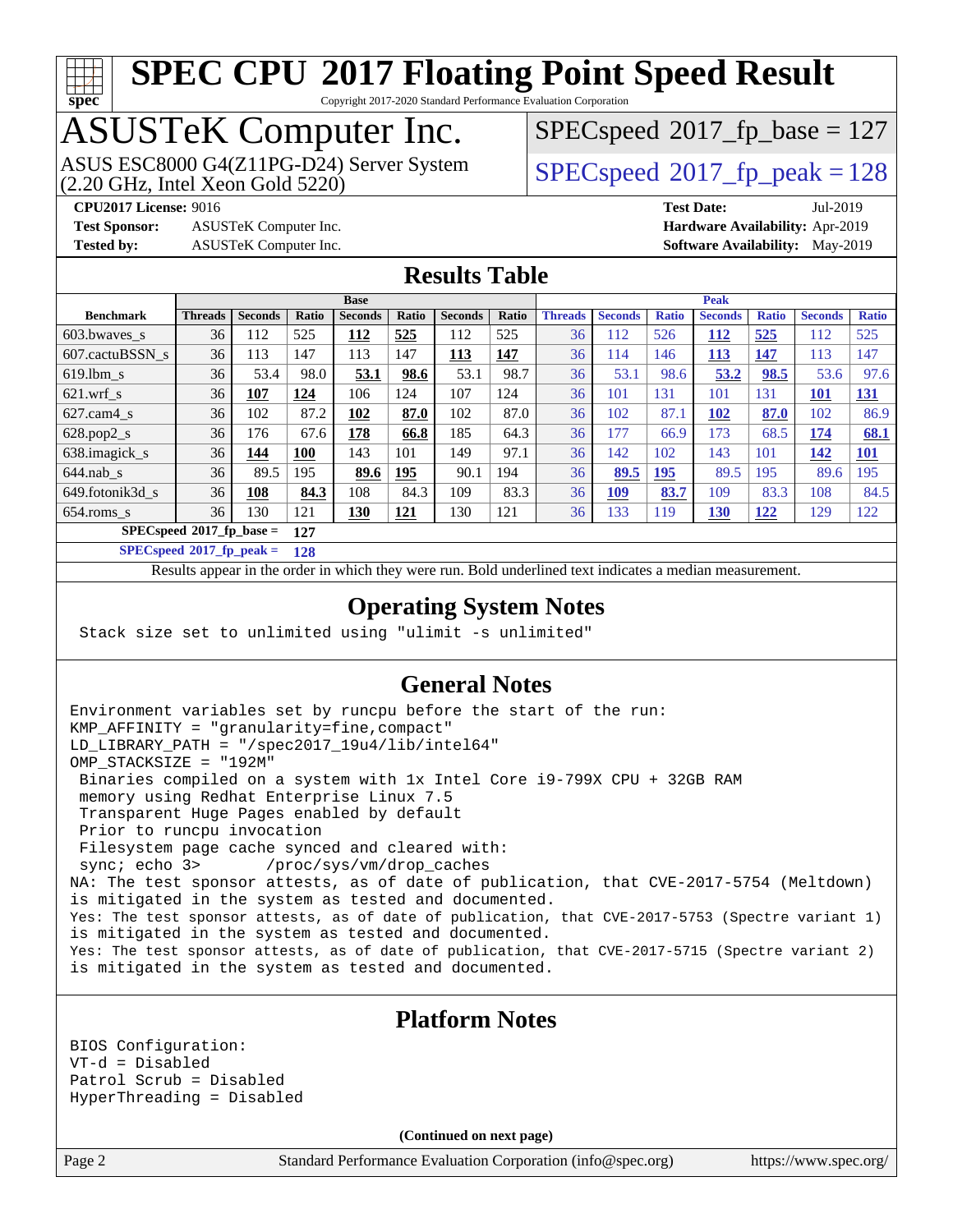# SPEC CPU 2017 Floating Point Speed Result

Copyright 2017-2020 Standard Performance Evaluation Corporation

# ASUSTeK Computer Inc.

ASUS ESC8000 G4(Z11PG-D24) Server System (2.20 GHz, Intel Xeon Gold 5220)

SPECspeed 2017_fp_base = 127

SPECspeed 2017_fp_peak = 128

**CPU2017 License:** 9016
**Test Sponsor:** ASUSTeK Computer Inc.
**Tested by:** ASUSTeK Computer Inc.

**Test Date:** Jul-2019
**Hardware Availability:** Apr-2019
**Software Availability:** May-2019

## Results Table

| | Base | | | | | | | Peak | | | | | | |
|---|---|---|---|---|---|---|---|---|---|---|---|---|---|---|
| **Benchmark** | **Threads** | **Seconds** | **Ratio** | **Seconds** | **Ratio** | **Seconds** | **Ratio** | **Threads** | **Seconds** | **Ratio** | **Seconds** | **Ratio** | **Seconds** | **Ratio** |
| 603.bwaves_s | 36 | 112 | 525 | **112** | **525** | 112 | 525 | 36 | 112 | 526 | **112** | **525** | 112 | 525 |
| 607.cactuBSSN_s | 36 | 113 | 147 | 113 | 147 | **113** | **147** | 36 | 114 | 146 | **113** | **147** | 113 | 147 |
| 619.lbm_s | 36 | 53.4 | 98.0 | **53.1** | **98.6** | 53.1 | 98.7 | 36 | 53.1 | 98.6 | **53.2** | **98.5** | 53.6 | 97.6 |
| 621.wrf_s | 36 | **107** | **124** | 106 | 124 | 107 | 124 | 36 | 101 | 131 | 101 | 131 | **101** | **131** |
| 627.cam4_s | 36 | 102 | 87.2 | **102** | **87.0** | 102 | 87.0 | 36 | 102 | 87.1 | **102** | **87.0** | 102 | 86.9 |
| 628.pop2_s | 36 | 176 | 67.6 | **178** | **66.8** | 185 | 64.3 | 36 | 177 | 66.9 | 173 | 68.5 | **174** | **68.1** |
| 638.imagick_s | 36 | **144** | **100** | 143 | 101 | 149 | 97.1 | 36 | 142 | 102 | 143 | 101 | **142** | **101** |
| 644.nab_s | 36 | 89.5 | 195 | **89.6** | **195** | 90.1 | 194 | 36 | **89.5** | **195** | 89.5 | 195 | 89.6 | 195 |
| 649.fotonik3d_s | 36 | **108** | **84.3** | 108 | 84.3 | 109 | 83.3 | 36 | **109** | **83.7** | 109 | 83.3 | 108 | 84.5 |
| 654.roms_s | 36 | 130 | 121 | **130** | **121** | 130 | 121 | 36 | 133 | 119 | **130** | **122** | 129 | 122 |

**SPECspeed 2017_fp_base =** 127

**SPECspeed 2017_fp_peak =** 128

Results appear in the order in which they were run. Bold underlined text indicates a median measurement.

## Operating System Notes

```
Stack size set to unlimited using "ulimit -s unlimited"
```

## General Notes

```
Environment variables set by runcpu before the start of the run:
KMP_AFFINITY = "granularity=fine,compact"
LD_LIBRARY_PATH = "/spec2017_19u4/lib/intel64"
OMP_STACKSIZE = "192M"
 Binaries compiled on a system with 1x Intel Core i9-799X CPU + 32GB RAM
 memory using Redhat Enterprise Linux 7.5
 Transparent Huge Pages enabled by default
 Prior to runcpu invocation
 Filesystem page cache synced and cleared with:
 sync; echo 3>       /proc/sys/vm/drop_caches
NA: The test sponsor attests, as of date of publication, that CVE-2017-5754 (Meltdown)
is mitigated in the system as tested and documented.
Yes: The test sponsor attests, as of date of publication, that CVE-2017-5753 (Spectre variant 1)
is mitigated in the system as tested and documented.
Yes: The test sponsor attests, as of date of publication, that CVE-2017-5715 (Spectre variant 2)
is mitigated in the system as tested and documented.
```

## Platform Notes

```
BIOS Configuration:
VT-d = Disabled
Patrol Scrub = Disabled
HyperThreading = Disabled
```

**(Continued on next page)**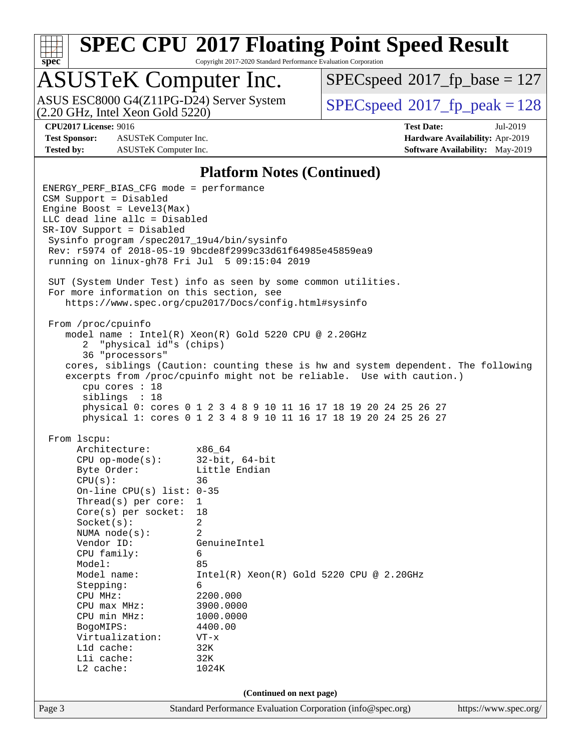## Platform Notes (Continued)

```
ENERGY_PERF_BIAS_CFG mode = performance
CSM Support = Disabled
Engine Boost = Level3(Max)
LLC dead line allc = Disabled
SR-IOV Support = Disabled
 Sysinfo program /spec2017_19u4/bin/sysinfo
 Rev: r5974 of 2018-05-19 9bcde8f2999c33d61f64985e45859ea9
 running on linux-gh78 Fri Jul  5 09:15:04 2019

 SUT (System Under Test) info as seen by some common utilities.
 For more information on this section, see
    https://www.spec.org/cpu2017/Docs/config.html#sysinfo

 From /proc/cpuinfo
    model name : Intel(R) Xeon(R) Gold 5220 CPU @ 2.20GHz
       2  "physical id"s (chips)
       36 "processors"
    cores, siblings (Caution: counting these is hw and system dependent. The following
    excerpts from /proc/cpuinfo might not be reliable.  Use with caution.)
       cpu cores : 18
       siblings  : 18
       physical 0: cores 0 1 2 3 4 8 9 10 11 16 17 18 19 20 24 25 26 27
       physical 1: cores 0 1 2 3 4 8 9 10 11 16 17 18 19 20 24 25 26 27

 From lscpu:
      Architecture:          x86_64
      CPU op-mode(s):        32-bit, 64-bit
      Byte Order:            Little Endian
      CPU(s):                36
      On-line CPU(s) list: 0-35
      Thread(s) per core:  1
      Core(s) per socket:  18
      Socket(s):             2
      NUMA node(s):          2
      Vendor ID:             GenuineIntel
      CPU family:            6
      Model:                 85
      Model name:            Intel(R) Xeon(R) Gold 5220 CPU @ 2.20GHz
      Stepping:              6
      CPU MHz:               2200.000
      CPU max MHz:           3900.0000
      CPU min MHz:           1000.0000
      BogoMIPS:              4400.00
      Virtualization:        VT-x
      L1d cache:             32K
      L1i cache:             32K
      L2 cache:              1024K
```

(Continued on next page)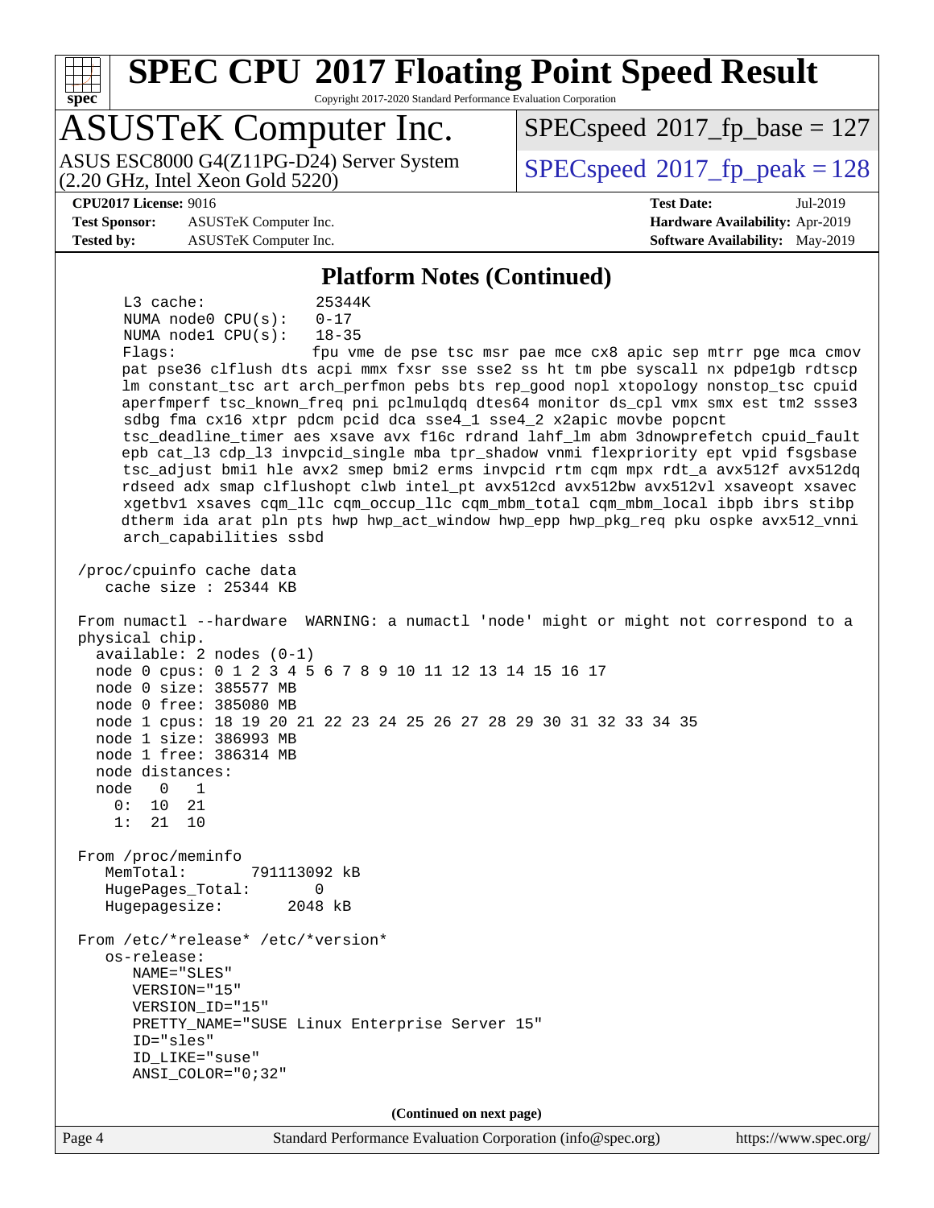## Platform Notes (Continued)

```
     L3 cache:            25344K
     NUMA node0 CPU(s):   0-17
     NUMA node1 CPU(s):   18-35
     Flags:               fpu vme de pse tsc msr pae mce cx8 apic sep mtrr pge mca cmov
     pat pse36 clflush dts acpi mmx fxsr sse sse2 ss ht tm pbe syscall nx pdpe1gb rdtscp
     lm constant_tsc art arch_perfmon pebs bts rep_good nopl xtopology nonstop_tsc cpuid
     aperfmperf tsc_known_freq pni pclmulqdq dtes64 monitor ds_cpl vmx smx est tm2 ssse3
     sdbg fma cx16 xtpr pdcm pcid dca sse4_1 sse4_2 x2apic movbe popcnt
     tsc_deadline_timer aes xsave avx f16c rdrand lahf_lm abm 3dnowprefetch cpuid_fault
     epb cat_l3 cdp_l3 invpcid_single mba tpr_shadow vnmi flexpriority ept vpid fsgsbase
     tsc_adjust bmi1 hle avx2 smep bmi2 erms invpcid rtm cqm mpx rdt_a avx512f avx512dq
     rdseed adx smap clflushopt clwb intel_pt avx512cd avx512bw avx512vl xsaveopt xsavec
     xgetbv1 xsaves cqm_llc cqm_occup_llc cqm_mbm_total cqm_mbm_local ibpb ibrs stibp
     dtherm ida arat pln pts hwp hwp_act_window hwp_epp hwp_pkg_req pku ospke avx512_vnni
     arch_capabilities ssbd

 /proc/cpuinfo cache data
    cache size : 25344 KB

 From numactl --hardware  WARNING: a numactl 'node' might or might not correspond to a
 physical chip.
   available: 2 nodes (0-1)
   node 0 cpus: 0 1 2 3 4 5 6 7 8 9 10 11 12 13 14 15 16 17
   node 0 size: 385577 MB
   node 0 free: 385080 MB
   node 1 cpus: 18 19 20 21 22 23 24 25 26 27 28 29 30 31 32 33 34 35
   node 1 size: 386993 MB
   node 1 free: 386314 MB
   node distances:
   node   0   1
     0:  10  21
     1:  21  10

 From /proc/meminfo
    MemTotal:       791113092 kB
    HugePages_Total:       0
    Hugepagesize:       2048 kB

 From /etc/*release* /etc/*version*
    os-release:
       NAME="SLES"
       VERSION="15"
       VERSION_ID="15"
       PRETTY_NAME="SUSE Linux Enterprise Server 15"
       ID="sles"
       ID_LIKE="suse"
       ANSI_COLOR="0;32"
```

(Continued on next page)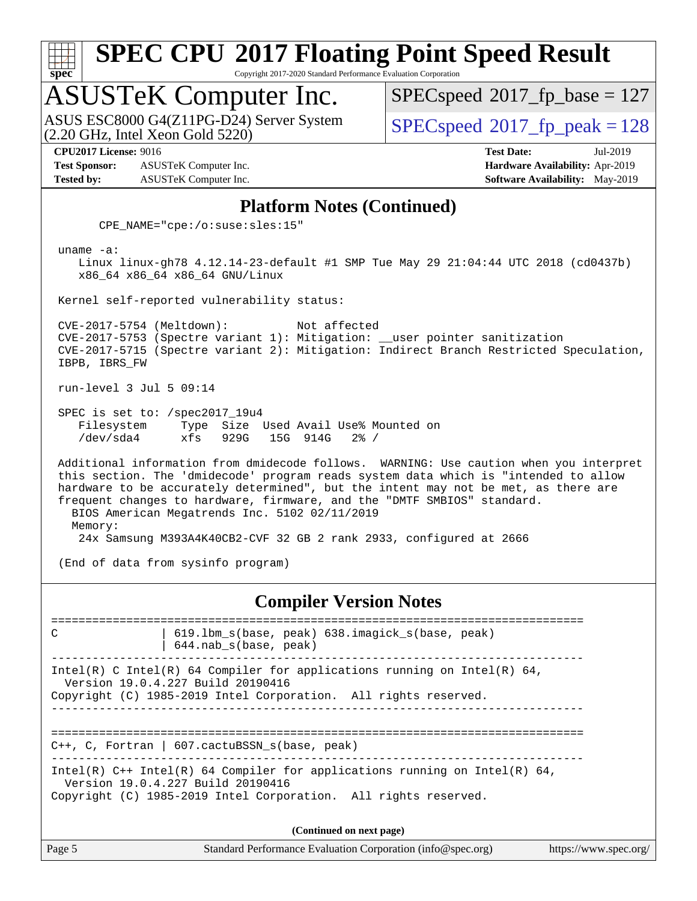## Platform Notes (Continued)

```
      CPE_NAME="cpe:/o:suse:sles:15"

 uname -a:
    Linux linux-gh78 4.12.14-23-default #1 SMP Tue May 29 21:04:44 UTC 2018 (cd0437b)
    x86_64 x86_64 x86_64 GNU/Linux

 Kernel self-reported vulnerability status:

 CVE-2017-5754 (Meltdown):          Not affected
 CVE-2017-5753 (Spectre variant 1): Mitigation: __user pointer sanitization
 CVE-2017-5715 (Spectre variant 2): Mitigation: Indirect Branch Restricted Speculation,
 IBPB, IBRS_FW

 run-level 3 Jul 5 09:14

 SPEC is set to: /spec2017_19u4
    Filesystem     Type  Size  Used Avail Use% Mounted on
    /dev/sda4      xfs   929G   15G  914G   2% /

 Additional information from dmidecode follows.  WARNING: Use caution when you interpret
 this section. The 'dmidecode' program reads system data which is "intended to allow
 hardware to be accurately determined", but the intent may not be met, as there are
 frequent changes to hardware, firmware, and the "DMTF SMBIOS" standard.
   BIOS American Megatrends Inc. 5102 02/11/2019
   Memory:
    24x Samsung M393A4K40CB2-CVF 32 GB 2 rank 2933, configured at 2666

 (End of data from sysinfo program)
```

## Compiler Version Notes

```
==============================================================================
C               | 619.lbm_s(base, peak) 638.imagick_s(base, peak)
                | 644.nab_s(base, peak)
------------------------------------------------------------------------------
Intel(R) C Intel(R) 64 Compiler for applications running on Intel(R) 64,
  Version 19.0.4.227 Build 20190416
Copyright (C) 1985-2019 Intel Corporation.  All rights reserved.
------------------------------------------------------------------------------

==============================================================================
C++, C, Fortran | 607.cactuBSSN_s(base, peak)
------------------------------------------------------------------------------
Intel(R) C++ Intel(R) 64 Compiler for applications running on Intel(R) 64,
  Version 19.0.4.227 Build 20190416
Copyright (C) 1985-2019 Intel Corporation.  All rights reserved.
```

**(Continued on next page)**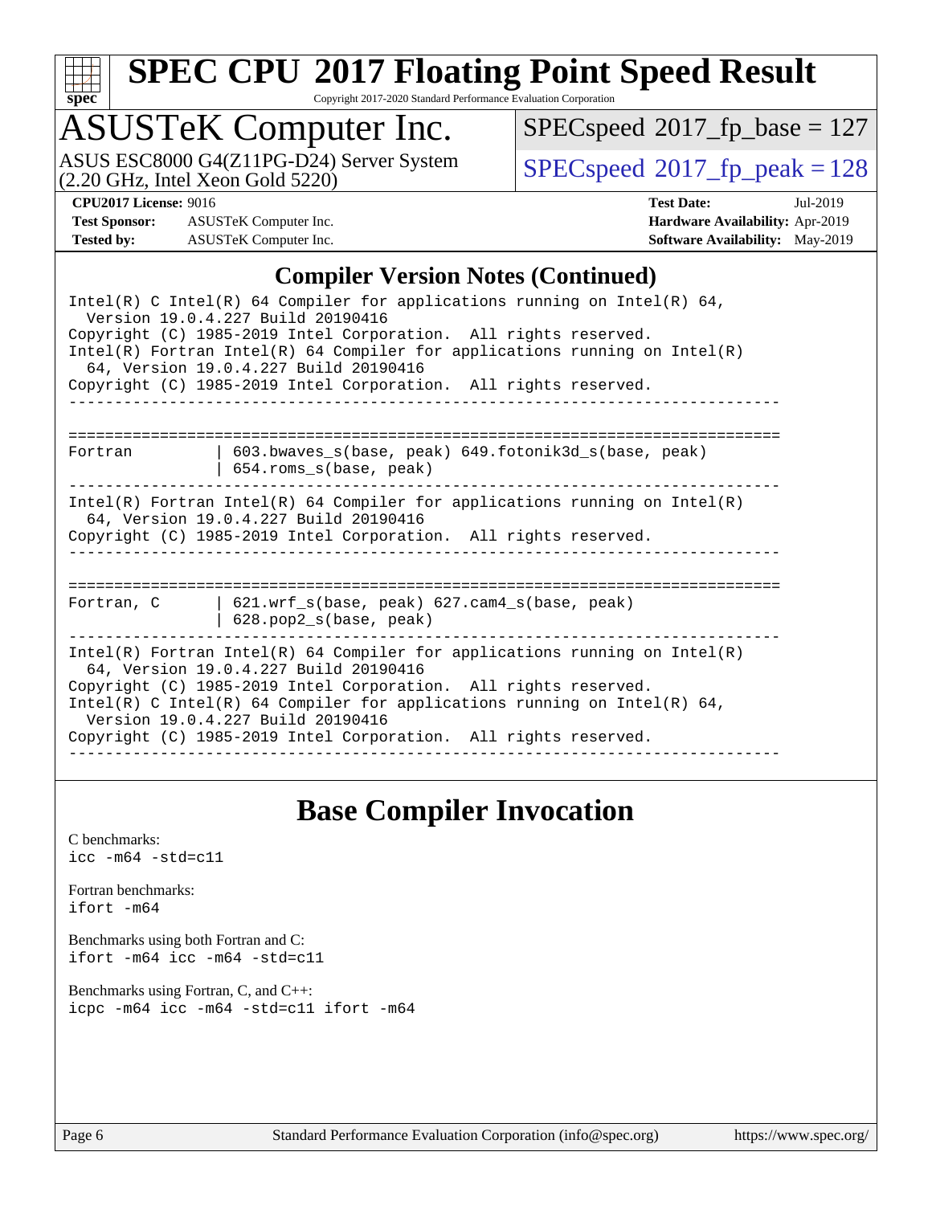## Compiler Version Notes (Continued)

```
Intel(R) C Intel(R) 64 Compiler for applications running on Intel(R) 64,
  Version 19.0.4.227 Build 20190416
Copyright (C) 1985-2019 Intel Corporation.  All rights reserved.
Intel(R) Fortran Intel(R) 64 Compiler for applications running on Intel(R)
  64, Version 19.0.4.227 Build 20190416
Copyright (C) 1985-2019 Intel Corporation.  All rights reserved.
------------------------------------------------------------------------------

==============================================================================
Fortran         | 603.bwaves_s(base, peak) 649.fotonik3d_s(base, peak)
                | 654.roms_s(base, peak)
------------------------------------------------------------------------------
Intel(R) Fortran Intel(R) 64 Compiler for applications running on Intel(R)
  64, Version 19.0.4.227 Build 20190416
Copyright (C) 1985-2019 Intel Corporation.  All rights reserved.
------------------------------------------------------------------------------

==============================================================================
Fortran, C      | 621.wrf_s(base, peak) 627.cam4_s(base, peak)
                | 628.pop2_s(base, peak)
------------------------------------------------------------------------------
Intel(R) Fortran Intel(R) 64 Compiler for applications running on Intel(R)
  64, Version 19.0.4.227 Build 20190416
Copyright (C) 1985-2019 Intel Corporation.  All rights reserved.
Intel(R) C Intel(R) 64 Compiler for applications running on Intel(R) 64,
  Version 19.0.4.227 Build 20190416
Copyright (C) 1985-2019 Intel Corporation.  All rights reserved.
------------------------------------------------------------------------------
```

## Base Compiler Invocation

C benchmarks:
`icc -m64 -std=c11`

Fortran benchmarks:
`ifort -m64`

Benchmarks using both Fortran and C:
`ifort -m64 icc -m64 -std=c11`

Benchmarks using Fortran, C, and C++:
`icpc -m64 icc -m64 -std=c11 ifort -m64`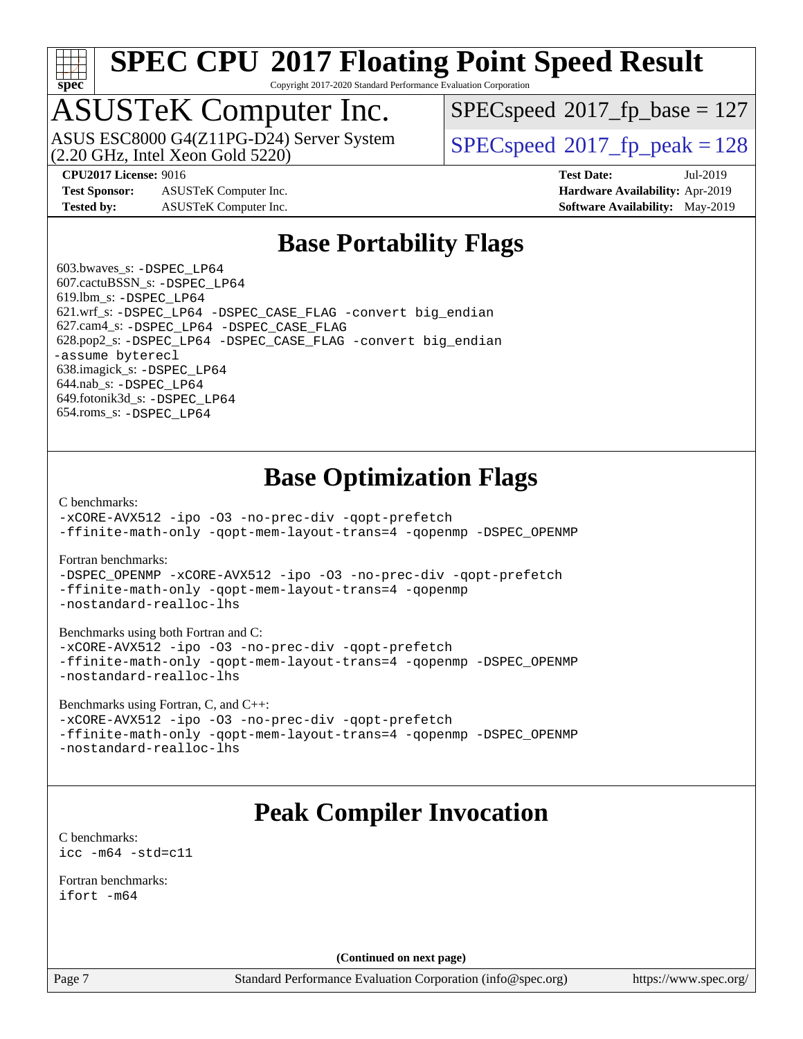# SPEC CPU 2017 Floating Point Speed Result

Copyright 2017-2020 Standard Performance Evaluation Corporation

# ASUSTeK Computer Inc.

ASUS ESC8000 G4(Z11PG-D24) Server System
(2.20 GHz, Intel Xeon Gold 5220)

SPECspeed 2017_fp_base = 127

SPECspeed 2017_fp_peak = 128

**CPU2017 License:** 9016
**Test Sponsor:** ASUSTeK Computer Inc.
**Tested by:** ASUSTeK Computer Inc.

**Test Date:** Jul-2019
**Hardware Availability:** Apr-2019
**Software Availability:** May-2019

## Base Portability Flags

603.bwaves_s: -DSPEC_LP64
607.cactuBSSN_s: -DSPEC_LP64
619.lbm_s: -DSPEC_LP64
621.wrf_s: -DSPEC_LP64 -DSPEC_CASE_FLAG -convert big_endian
627.cam4_s: -DSPEC_LP64 -DSPEC_CASE_FLAG
628.pop2_s: -DSPEC_LP64 -DSPEC_CASE_FLAG -convert big_endian -assume byterecl
638.imagick_s: -DSPEC_LP64
644.nab_s: -DSPEC_LP64
649.fotonik3d_s: -DSPEC_LP64
654.roms_s: -DSPEC_LP64

## Base Optimization Flags

C benchmarks:
-xCORE-AVX512 -ipo -O3 -no-prec-div -qopt-prefetch -ffinite-math-only -qopt-mem-layout-trans=4 -qopenmp -DSPEC_OPENMP

Fortran benchmarks:
-DSPEC_OPENMP -xCORE-AVX512 -ipo -O3 -no-prec-div -qopt-prefetch -ffinite-math-only -qopt-mem-layout-trans=4 -qopenmp -nostandard-realloc-lhs

Benchmarks using both Fortran and C:
-xCORE-AVX512 -ipo -O3 -no-prec-div -qopt-prefetch -ffinite-math-only -qopt-mem-layout-trans=4 -qopenmp -DSPEC_OPENMP -nostandard-realloc-lhs

Benchmarks using Fortran, C, and C++:
-xCORE-AVX512 -ipo -O3 -no-prec-div -qopt-prefetch -ffinite-math-only -qopt-mem-layout-trans=4 -qopenmp -DSPEC_OPENMP -nostandard-realloc-lhs

## Peak Compiler Invocation

C benchmarks:
icc -m64 -std=c11

Fortran benchmarks:
ifort -m64

**(Continued on next page)**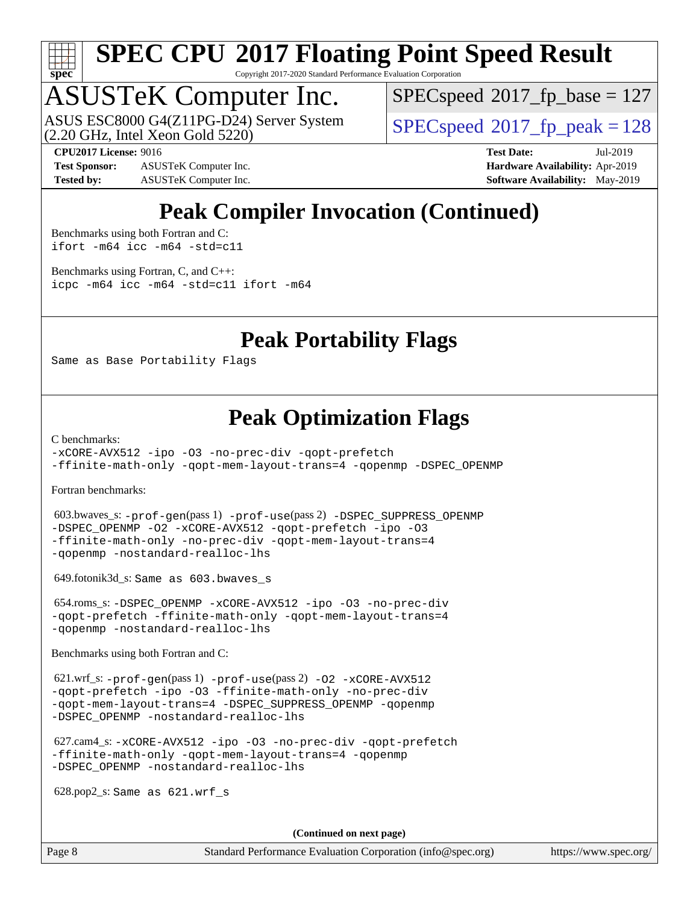# SPEC CPU 2017 Floating Point Speed Result

Copyright 2017-2020 Standard Performance Evaluation Corporation

## ASUSTeK Computer Inc.

ASUS ESC8000 G4(Z11PG-D24) Server System (2.20 GHz, Intel Xeon Gold 5220)

SPECspeed 2017_fp_base = 127

SPECspeed 2017_fp_peak = 128

**CPU2017 License:** 9016
**Test Sponsor:** ASUSTeK Computer Inc.
**Tested by:** ASUSTeK Computer Inc.

**Test Date:** Jul-2019
**Hardware Availability:** Apr-2019
**Software Availability:** May-2019

## Peak Compiler Invocation (Continued)

Benchmarks using both Fortran and C:
`ifort -m64 icc -m64 -std=c11`

Benchmarks using Fortran, C, and C++:
`icpc -m64 icc -m64 -std=c11 ifort -m64`

## Peak Portability Flags

Same as Base Portability Flags

## Peak Optimization Flags

C benchmarks:
`-xCORE-AVX512 -ipo -O3 -no-prec-div -qopt-prefetch -ffinite-math-only -qopt-mem-layout-trans=4 -qopenmp -DSPEC_OPENMP`

Fortran benchmarks:

603.bwaves_s: `-prof-gen`(pass 1) `-prof-use`(pass 2) `-DSPEC_SUPPRESS_OPENMP -DSPEC_OPENMP -O2 -xCORE-AVX512 -qopt-prefetch -ipo -O3 -ffinite-math-only -no-prec-div -qopt-mem-layout-trans=4 -qopenmp -nostandard-realloc-lhs`

649.fotonik3d_s: Same as 603.bwaves_s

654.roms_s: `-DSPEC_OPENMP -xCORE-AVX512 -ipo -O3 -no-prec-div -qopt-prefetch -ffinite-math-only -qopt-mem-layout-trans=4 -qopenmp -nostandard-realloc-lhs`

Benchmarks using both Fortran and C:

621.wrf_s: `-prof-gen`(pass 1) `-prof-use`(pass 2) `-O2 -xCORE-AVX512 -qopt-prefetch -ipo -O3 -ffinite-math-only -no-prec-div -qopt-mem-layout-trans=4 -DSPEC_SUPPRESS_OPENMP -qopenmp -DSPEC_OPENMP -nostandard-realloc-lhs`

627.cam4_s: `-xCORE-AVX512 -ipo -O3 -no-prec-div -qopt-prefetch -ffinite-math-only -qopt-mem-layout-trans=4 -qopenmp -DSPEC_OPENMP -nostandard-realloc-lhs`

628.pop2_s: Same as 621.wrf_s

**(Continued on next page)**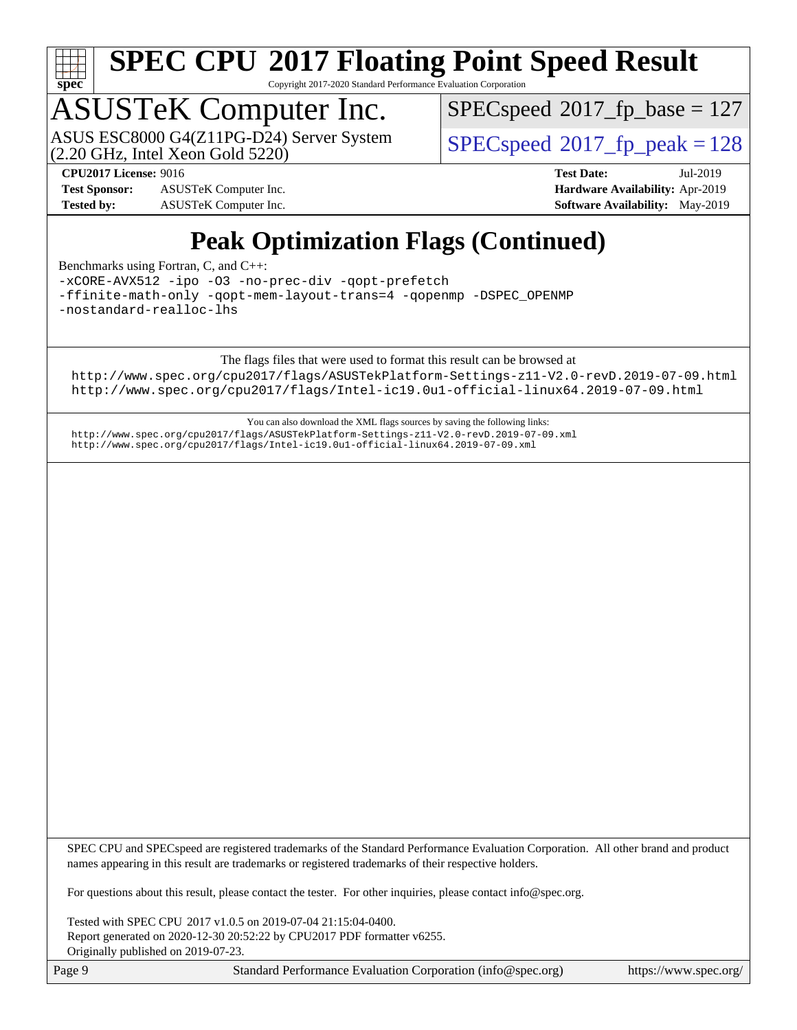# Peak Optimization Flags (Continued)

Benchmarks using Fortran, C, and C++:

```
-xCORE-AVX512 -ipo -O3 -no-prec-div -qopt-prefetch
-ffinite-math-only -qopt-mem-layout-trans=4 -qopenmp -DSPEC_OPENMP
-nostandard-realloc-lhs
```

The flags files that were used to format this result can be browsed at

http://www.spec.org/cpu2017/flags/ASUSTekPlatform-Settings-z11-V2.0-revD.2019-07-09.html
http://www.spec.org/cpu2017/flags/Intel-ic19.0u1-official-linux64.2019-07-09.html

You can also download the XML flags sources by saving the following links:

http://www.spec.org/cpu2017/flags/ASUSTekPlatform-Settings-z11-V2.0-revD.2019-07-09.xml
http://www.spec.org/cpu2017/flags/Intel-ic19.0u1-official-linux64.2019-07-09.xml

SPEC CPU and SPECspeed are registered trademarks of the Standard Performance Evaluation Corporation. All other brand and product names appearing in this result are trademarks or registered trademarks of their respective holders.

For questions about this result, please contact the tester. For other inquiries, please contact info@spec.org.

Tested with SPEC CPU 2017 v1.0.5 on 2019-07-04 21:15:04-0400.
Report generated on 2020-12-30 20:52:22 by CPU2017 PDF formatter v6255.
Originally published on 2019-07-23.